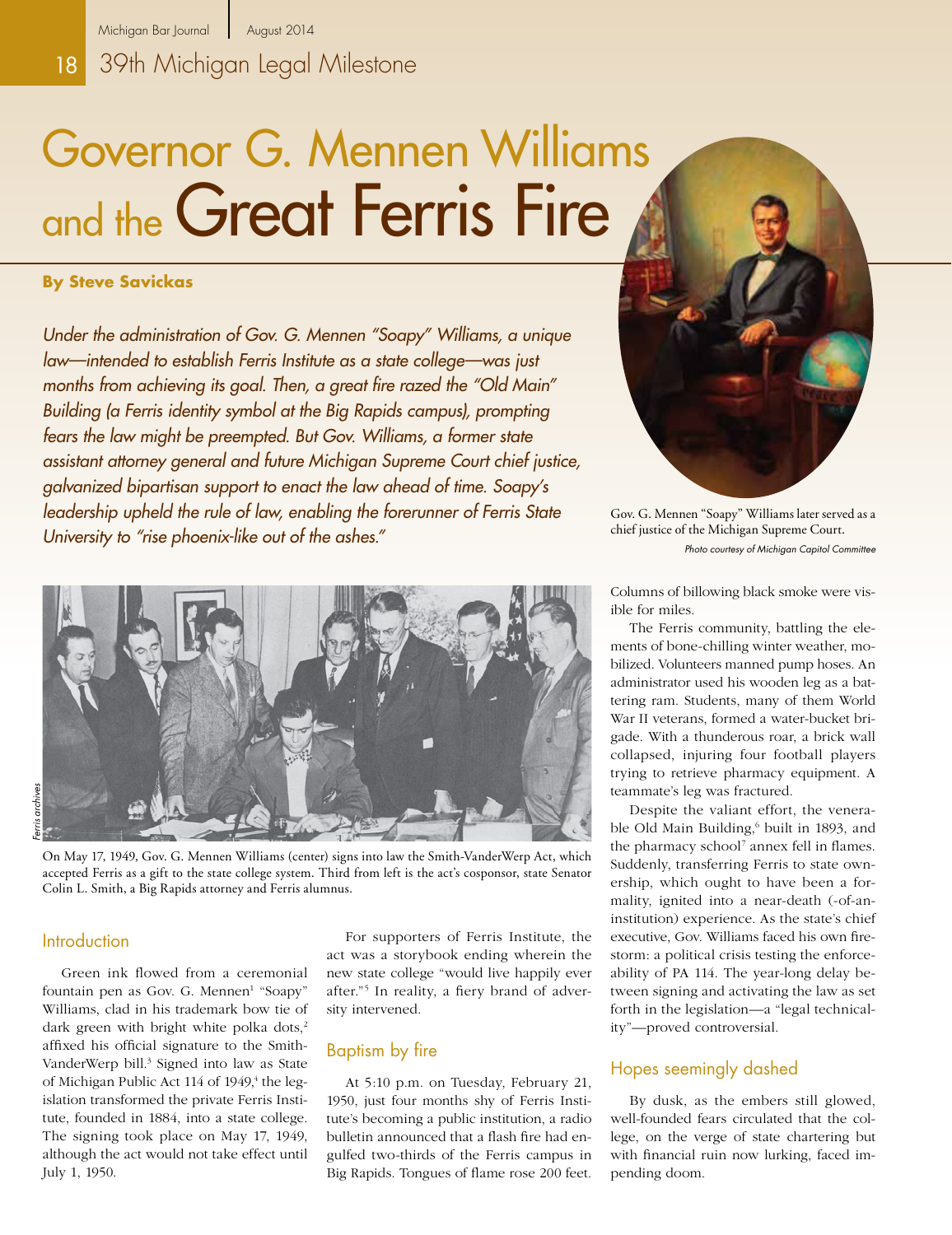# Governor G. Mennen Williams and the Great Ferris Fire

**By Steve Savickas**

*Under the administration of Gov. G. Mennen "Soapy" Williams, a unique law—intended to establish Ferris Institute as a state college—was just months from achieving its goal. Then, a great fire razed the "Old Main" Building (a Ferris identity symbol at the Big Rapids campus), prompting fears the law might be preempted. But Gov. Williams, a former state assistant attorney general and future Michigan Supreme Court chief justice, galvanized bipartisan support to enact the law ahead of time. Soapy's leadership upheld the rule of law, enabling the forerunner of Ferris State University to "rise phoenix-like out of the ashes."*

Gov. G. Mennen "Soapy" Williams later served as a chief justice of the Michigan Supreme Court.

*Photo courtesy of Michigan Capitol Committee*

*Ferris archives*

On May 17, 1949, Gov. G. Mennen Williams (center) signs into law the Smith-VanderWerp Act, which accepted Ferris as a gift to the state college system. Third from left is the act's cosponsor, state Senator Colin L. Smith, a Big Rapids attorney and Ferris alumnus.

## Introduction

Green ink flowed from a ceremonial fountain pen as Gov. G. Mennen[1] "Soapy" Williams, clad in his trademark bow tie of dark green with bright white polka dots,[2] affixed his official signature to the Smith-VanderWerp bill.[3] Signed into law as State of Michigan Public Act 114 of 1949,[4] the legislation transformed the private Ferris Institute, founded in 1884, into a state college. The signing took place on May 17, 1949, although the act would not take effect until July 1, 1950.

For supporters of Ferris Institute, the act was a storybook ending wherein the new state college "would live happily ever after."[5] In reality, a fiery brand of adversity intervened.

## Baptism by fire

At 5:10 p.m. on Tuesday, February 21, 1950, just four months shy of Ferris Institute's becoming a public institution, a radio bulletin announced that a flash fire had engulfed two-thirds of the Ferris campus in Big Rapids. Tongues of flame rose 200 feet. Columns of billowing black smoke were visible for miles.

The Ferris community, battling the elements of bone-chilling winter weather, mobilized. Volunteers manned pump hoses. An administrator used his wooden leg as a battering ram. Students, many of them World War II veterans, formed a water-bucket brigade. With a thunderous roar, a brick wall collapsed, injuring four football players trying to retrieve pharmacy equipment. A teammate's leg was fractured.

Despite the valiant effort, the venerable Old Main Building,[6] built in 1893, and the pharmacy school[7] annex fell in flames. Suddenly, transferring Ferris to state ownership, which ought to have been a formality, ignited into a near-death (-of-an-institution) experience. As the state's chief executive, Gov. Williams faced his own firestorm: a political crisis testing the enforceability of PA 114. The year-long delay between signing and activating the law as set forth in the legislation—a "legal technicality"—proved controversial.

## Hopes seemingly dashed

By dusk, as the embers still glowed, well-founded fears circulated that the college, on the verge of state chartering but with financial ruin now lurking, faced impending doom.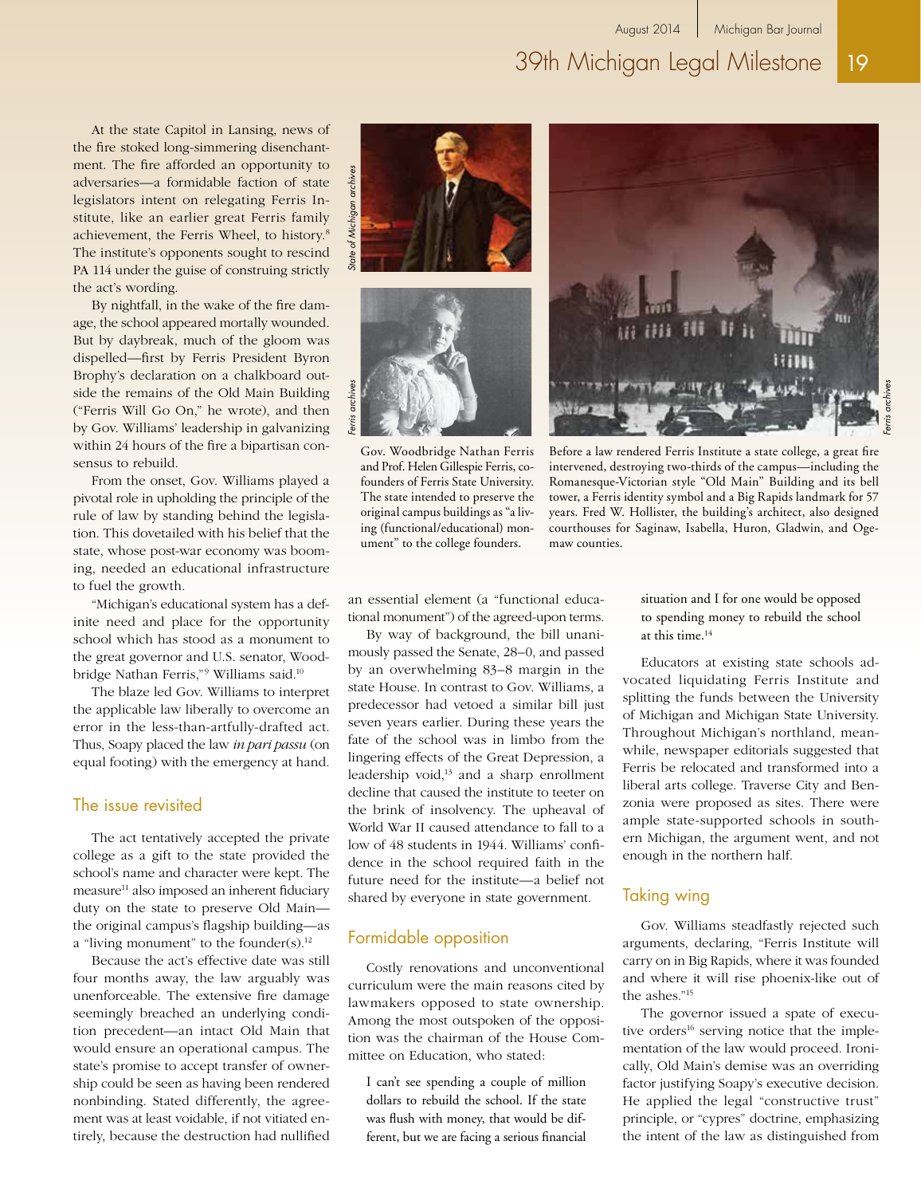At the state Capitol in Lansing, news of the fire stoked long-simmering disenchantment. The fire afforded an opportunity to adversaries—a formidable faction of state legislators intent on relegating Ferris Institute, like an earlier great Ferris family achievement, the Ferris Wheel, to history.[8] The institute's opponents sought to rescind PA 114 under the guise of construing strictly the act's wording.

By nightfall, in the wake of the fire damage, the school appeared mortally wounded. But by daybreak, much of the gloom was dispelled—first by Ferris President Byron Brophy's declaration on a chalkboard outside the remains of the Old Main Building ("Ferris Will Go On," he wrote), and then by Gov. Williams' leadership in galvanizing within 24 hours of the fire a bipartisan consensus to rebuild.

From the onset, Gov. Williams played a pivotal role in upholding the principle of the rule of law by standing behind the legislation. This dovetailed with his belief that the state, whose post-war economy was booming, needed an educational infrastructure to fuel the growth.

"Michigan's educational system has a definite need and place for the opportunity school which has stood as a monument to the great governor and U.S. senator, Woodbridge Nathan Ferris,"[9] Williams said.[10]

The blaze led Gov. Williams to interpret the applicable law liberally to overcome an error in the less-than-artfully-drafted act. Thus, Soapy placed the law *in pari passu* (on equal footing) with the emergency at hand.

Gov. Woodbridge Nathan Ferris and Prof. Helen Gillespie Ferris, cofounders of Ferris State University. The state intended to preserve the original campus buildings as "a living (functional/educational) monument" to the college founders.

Before a law rendered Ferris Institute a state college, a great fire intervened, destroying two-thirds of the campus—including the Romanesque-Victorian style "Old Main" Building and its bell tower, a Ferris identity symbol and a Big Rapids landmark for 57 years. Fred W. Hollister, the building's architect, also designed courthouses for Saginaw, Isabella, Huron, Gladwin, and Ogemaw counties.

## The issue revisited

The act tentatively accepted the private college as a gift to the state provided the school's name and character were kept. The measure[11] also imposed an inherent fiduciary duty on the state to preserve Old Main—the original campus's flagship building—as a "living monument" to the founder(s).[12]

Because the act's effective date was still four months away, the law arguably was unenforceable. The extensive fire damage seemingly breached an underlying condition precedent—an intact Old Main that would ensure an operational campus. The state's promise to accept transfer of ownership could be seen as having been rendered nonbinding. Stated differently, the agreement was at least voidable, if not vitiated entirely, because the destruction had nullified an essential element (a "functional educational monument") of the agreed-upon terms.

By way of background, the bill unanimously passed the Senate, 28–0, and passed by an overwhelming 83–8 margin in the state House. In contrast to Gov. Williams, a predecessor had vetoed a similar bill just seven years earlier. During these years the fate of the school was in limbo from the lingering effects of the Great Depression, a leadership void,[13] and a sharp enrollment decline that caused the institute to teeter on the brink of insolvency. The upheaval of World War II caused attendance to fall to a low of 48 students in 1944. Williams' confidence in the school required faith in the future need for the institute—a belief not shared by everyone in state government.

## Formidable opposition

Costly renovations and unconventional curriculum were the main reasons cited by lawmakers opposed to state ownership. Among the most outspoken of the opposition was the chairman of the House Committee on Education, who stated:

> I can't see spending a couple of million dollars to rebuild the school. If the state was flush with money, that would be different, but we are facing a serious financial situation and I for one would be opposed to spending money to rebuild the school at this time.[14]

Educators at existing state schools advocated liquidating Ferris Institute and splitting the funds between the University of Michigan and Michigan State University. Throughout Michigan's northland, meanwhile, newspaper editorials suggested that Ferris be relocated and transformed into a liberal arts college. Traverse City and Benzonia were proposed as sites. There were ample state-supported schools in southern Michigan, the argument went, and not enough in the northern half.

## Taking wing

Gov. Williams steadfastly rejected such arguments, declaring, "Ferris Institute will carry on in Big Rapids, where it was founded and where it will rise phoenix-like out of the ashes."[15]

The governor issued a spate of executive orders[16] serving notice that the implementation of the law would proceed. Ironically, Old Main's demise was an overriding factor justifying Soapy's executive decision. He applied the legal "constructive trust" principle, or "cypres" doctrine, emphasizing the intent of the law as distinguished from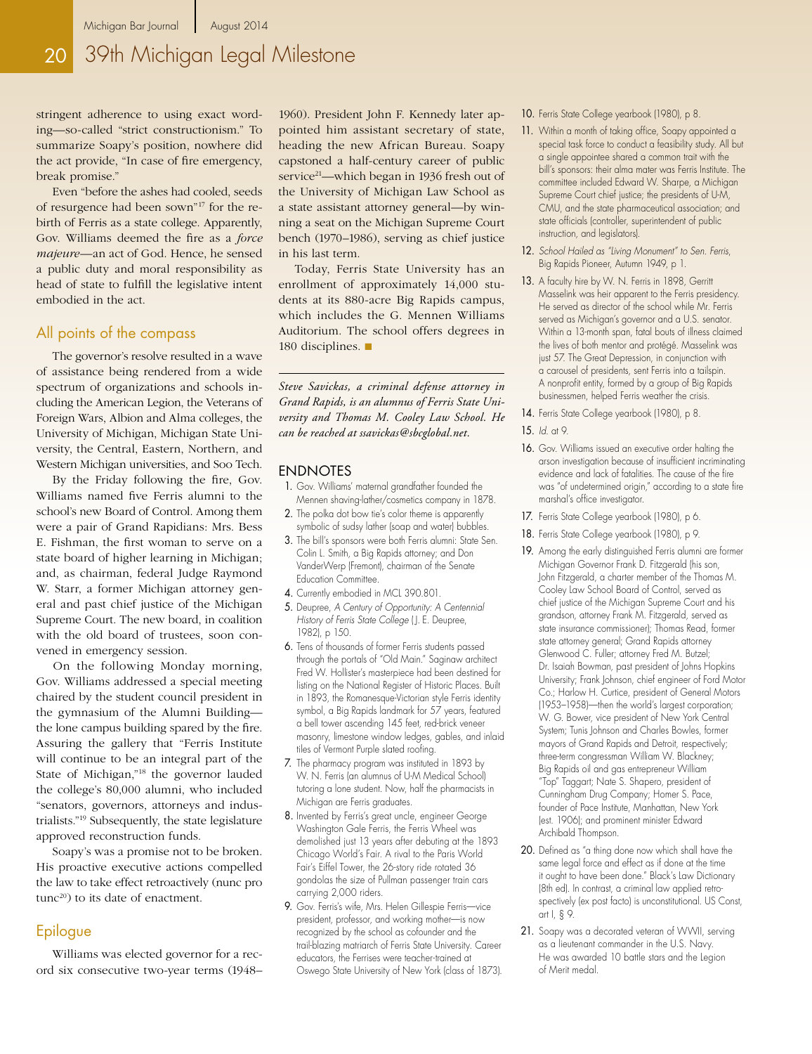stringent adherence to using exact wording—so-called "strict constructionism." To summarize Soapy's position, nowhere did the act provide, "In case of fire emergency, break promise."

Even "before the ashes had cooled, seeds of resurgence had been sown"[17] for the rebirth of Ferris as a state college. Apparently, Gov. Williams deemed the fire as a *force majeure*—an act of God. Hence, he sensed a public duty and moral responsibility as head of state to fulfill the legislative intent embodied in the act.

## All points of the compass

The governor's resolve resulted in a wave of assistance being rendered from a wide spectrum of organizations and schools including the American Legion, the Veterans of Foreign Wars, Albion and Alma colleges, the University of Michigan, Michigan State University, the Central, Eastern, Northern, and Western Michigan universities, and Soo Tech.

By the Friday following the fire, Gov. Williams named five Ferris alumni to the school's new Board of Control. Among them were a pair of Grand Rapidians: Mrs. Bess E. Fishman, the first woman to serve on a state board of higher learning in Michigan; and, as chairman, federal Judge Raymond W. Starr, a former Michigan attorney general and past chief justice of the Michigan Supreme Court. The new board, in coalition with the old board of trustees, soon convened in emergency session.

On the following Monday morning, Gov. Williams addressed a special meeting chaired by the student council president in the gymnasium of the Alumni Building—the lone campus building spared by the fire. Assuring the gallery that "Ferris Institute will continue to be an integral part of the State of Michigan,"[18] the governor lauded the college's 80,000 alumni, who included "senators, governors, attorneys and industrialists."[19] Subsequently, the state legislature approved reconstruction funds.

Soapy's was a promise not to be broken. His proactive executive actions compelled the law to take effect retroactively (nunc pro tunc[20]) to its date of enactment.

## Epilogue

Williams was elected governor for a record six consecutive two-year terms (1948–1960). President John F. Kennedy later appointed him assistant secretary of state, heading the new African Bureau. Soapy capstoned a half-century career of public service[21]—which began in 1936 fresh out of the University of Michigan Law School as a state assistant attorney general—by winning a seat on the Michigan Supreme Court bench (1970–1986), serving as chief justice in his last term.

Today, Ferris State University has an enrollment of approximately 14,000 students at its 880-acre Big Rapids campus, which includes the G. Mennen Williams Auditorium. The school offers degrees in 180 disciplines. ■

---

*Steve Savickas, a criminal defense attorney in Grand Rapids, is an alumnus of Ferris State University and Thomas M. Cooley Law School. He can be reached at ssavickas@sbcglobal.net.*

## ENDNOTES

1. Gov. Williams' maternal grandfather founded the Mennen shaving-lather/cosmetics company in 1878.
2. The polka dot bow tie's color theme is apparently symbolic of sudsy lather (soap and water) bubbles.
3. The bill's sponsors were both Ferris alumni: State Sen. Colin L. Smith, a Big Rapids attorney; and Don VanderWerp (Fremont), chairman of the Senate Education Committee.
4. Currently embodied in MCL 390.801.
5. Deupree, *A Century of Opportunity: A Centennial History of Ferris State College* (J. E. Deupree, 1982), p 150.
6. Tens of thousands of former Ferris students passed through the portals of "Old Main." Saginaw architect Fred W. Hollister's masterpiece had been destined for listing on the National Register of Historic Places. Built in 1893, the Romanesque-Victorian style Ferris identity symbol, a Big Rapids landmark for 57 years, featured a bell tower ascending 145 feet, red-brick veneer masonry, limestone window ledges, gables, and inlaid tiles of Vermont Purple slated roofing.
7. The pharmacy program was instituted in 1893 by W. N. Ferris (an alumnus of U-M Medical School) tutoring a lone student. Now, half the pharmacists in Michigan are Ferris graduates.
8. Invented by Ferris's great uncle, engineer George Washington Gale Ferris, the Ferris Wheel was demolished just 13 years after debuting at the 1893 Chicago World's Fair. A rival to the Paris World Fair's Eiffel Tower, the 26-story ride rotated 36 gondolas the size of Pullman passenger train cars carrying 2,000 riders.
9. Gov. Ferris's wife, Mrs. Helen Gillespie Ferris—vice president, professor, and working mother—is now recognized by the school as cofounder and the trail-blazing matriarch of Ferris State University. Career educators, the Ferrises were teacher-trained at Oswego State University of New York (class of 1873).
10. Ferris State College yearbook (1980), p 8.
11. Within a month of taking office, Soapy appointed a special task force to conduct a feasibility study. All but a single appointee shared a common trait with the bill's sponsors: their alma mater was Ferris Institute. The committee included Edward W. Sharpe, a Michigan Supreme Court chief justice; the presidents of U-M, CMU, and the state pharmaceutical association; and state officials (controller, superintendent of public instruction, and legislators).
12. *School Hailed as "Living Monument" to Sen. Ferris*, Big Rapids Pioneer, Autumn 1949, p 1.
13. A faculty hire by W. N. Ferris in 1898, Gerritt Masselink was heir apparent to the Ferris presidency. He served as director of the school while Mr. Ferris served as Michigan's governor and a U.S. senator. Within a 13-month span, fatal bouts of illness claimed the lives of both mentor and protégé. Masselink was just 57. The Great Depression, in conjunction with a carousel of presidents, sent Ferris into a tailspin. A nonprofit entity, formed by a group of Big Rapids businessmen, helped Ferris weather the crisis.
14. Ferris State College yearbook (1980), p 8.
15. *Id.* at 9.
16. Gov. Williams issued an executive order halting the arson investigation because of insufficient incriminating evidence and lack of fatalities. The cause of the fire was "of undetermined origin," according to a state fire marshal's office investigator.
17. Ferris State College yearbook (1980), p 6.
18. Ferris State College yearbook (1980), p 9.
19. Among the early distinguished Ferris alumni are former Michigan Governor Frank D. Fitzgerald (his son, John Fitzgerald, a charter member of the Thomas M. Cooley Law School Board of Control, served as chief justice of the Michigan Supreme Court and his grandson, attorney Frank M. Fitzgerald, served as state insurance commissioner); Thomas Read, former state attorney general; Grand Rapids attorney Glenwood C. Fuller; attorney Fred M. Butzel; Dr. Isaiah Bowman, past president of Johns Hopkins University; Frank Johnson, chief engineer of Ford Motor Co.; Harlow H. Curtice, president of General Motors (1953–1958)—then the world's largest corporation; W. G. Bower, vice president of New York Central System; Tunis Johnson and Charles Bowles, former mayors of Grand Rapids and Detroit, respectively; three-term congressman William W. Blackney; Big Rapids oil and gas entrepreneur William "Top" Taggart; Nate S. Shapero, president of Cunningham Drug Company; Homer S. Pace, founder of Pace Institute, Manhattan, New York (est. 1906); and prominent minister Edward Archibald Thompson.
20. Defined as "a thing done now which shall have the same legal force and effect as if done at the time it ought to have been done." Black's Law Dictionary (8th ed). In contrast, a criminal law applied retrospectively (ex post facto) is unconstitutional. US Const, art I, § 9.
21. Soapy was a decorated veteran of WWII, serving as a lieutenant commander in the U.S. Navy. He was awarded 10 battle stars and the Legion of Merit medal.